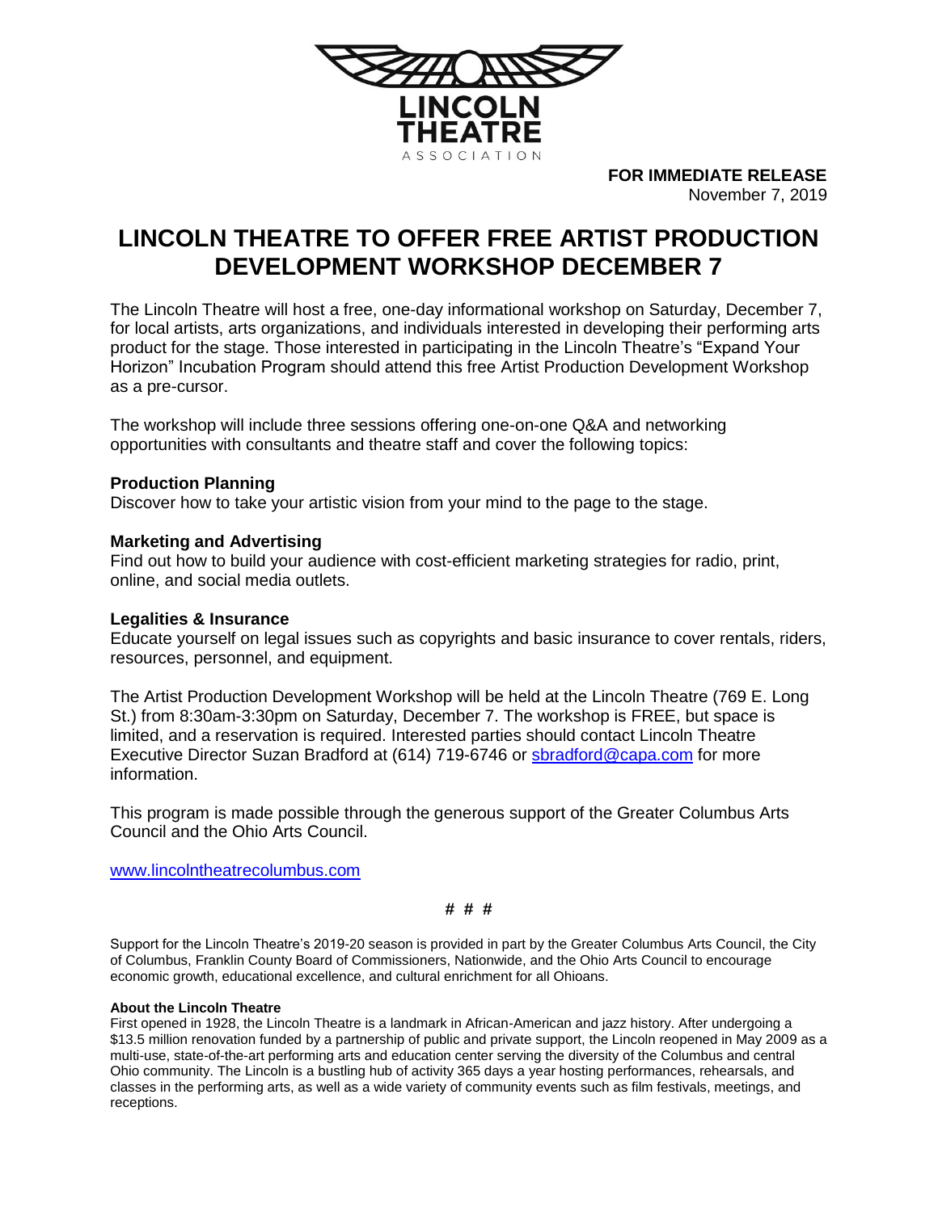LINCOLN THEATRE ASSOCIATION

**FOR IMMEDIATE RELEASE**
November 7, 2019

# LINCOLN THEATRE TO OFFER FREE ARTIST PRODUCTION DEVELOPMENT WORKSHOP DECEMBER 7

The Lincoln Theatre will host a free, one-day informational workshop on Saturday, December 7, for local artists, arts organizations, and individuals interested in developing their performing arts product for the stage. Those interested in participating in the Lincoln Theatre's "Expand Your Horizon" Incubation Program should attend this free Artist Production Development Workshop as a pre-cursor.

The workshop will include three sessions offering one-on-one Q&A and networking opportunities with consultants and theatre staff and cover the following topics:

**Production Planning**
Discover how to take your artistic vision from your mind to the page to the stage.

**Marketing and Advertising**
Find out how to build your audience with cost-efficient marketing strategies for radio, print, online, and social media outlets.

**Legalities & Insurance**
Educate yourself on legal issues such as copyrights and basic insurance to cover rentals, riders, resources, personnel, and equipment.

The Artist Production Development Workshop will be held at the Lincoln Theatre (769 E. Long St.) from 8:30am-3:30pm on Saturday, December 7. The workshop is FREE, but space is limited, and a reservation is required. Interested parties should contact Lincoln Theatre Executive Director Suzan Bradford at (614) 719-6746 or sbradford@capa.com for more information.

This program is made possible through the generous support of the Greater Columbus Arts Council and the Ohio Arts Council.

www.lincolntheatrecolumbus.com

# # #

Support for the Lincoln Theatre's 2019-20 season is provided in part by the Greater Columbus Arts Council, the City of Columbus, Franklin County Board of Commissioners, Nationwide, and the Ohio Arts Council to encourage economic growth, educational excellence, and cultural enrichment for all Ohioans.

**About the Lincoln Theatre**
First opened in 1928, the Lincoln Theatre is a landmark in African-American and jazz history. After undergoing a $13.5 million renovation funded by a partnership of public and private support, the Lincoln reopened in May 2009 as a multi-use, state-of-the-art performing arts and education center serving the diversity of the Columbus and central Ohio community. The Lincoln is a bustling hub of activity 365 days a year hosting performances, rehearsals, and classes in the performing arts, as well as a wide variety of community events such as film festivals, meetings, and receptions.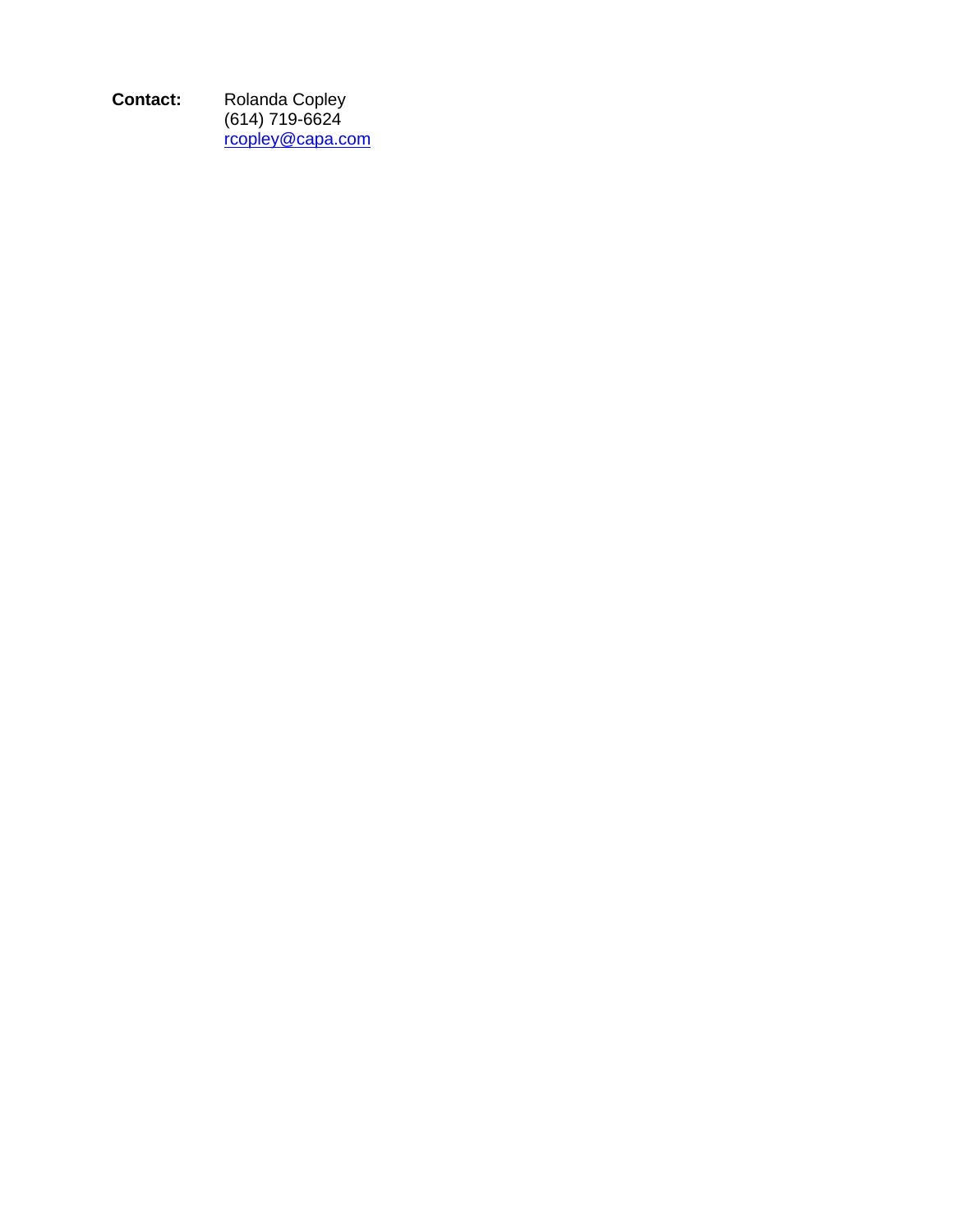**Contact:** Rolanda Copley
(614) 719-6624
rcopley@capa.com